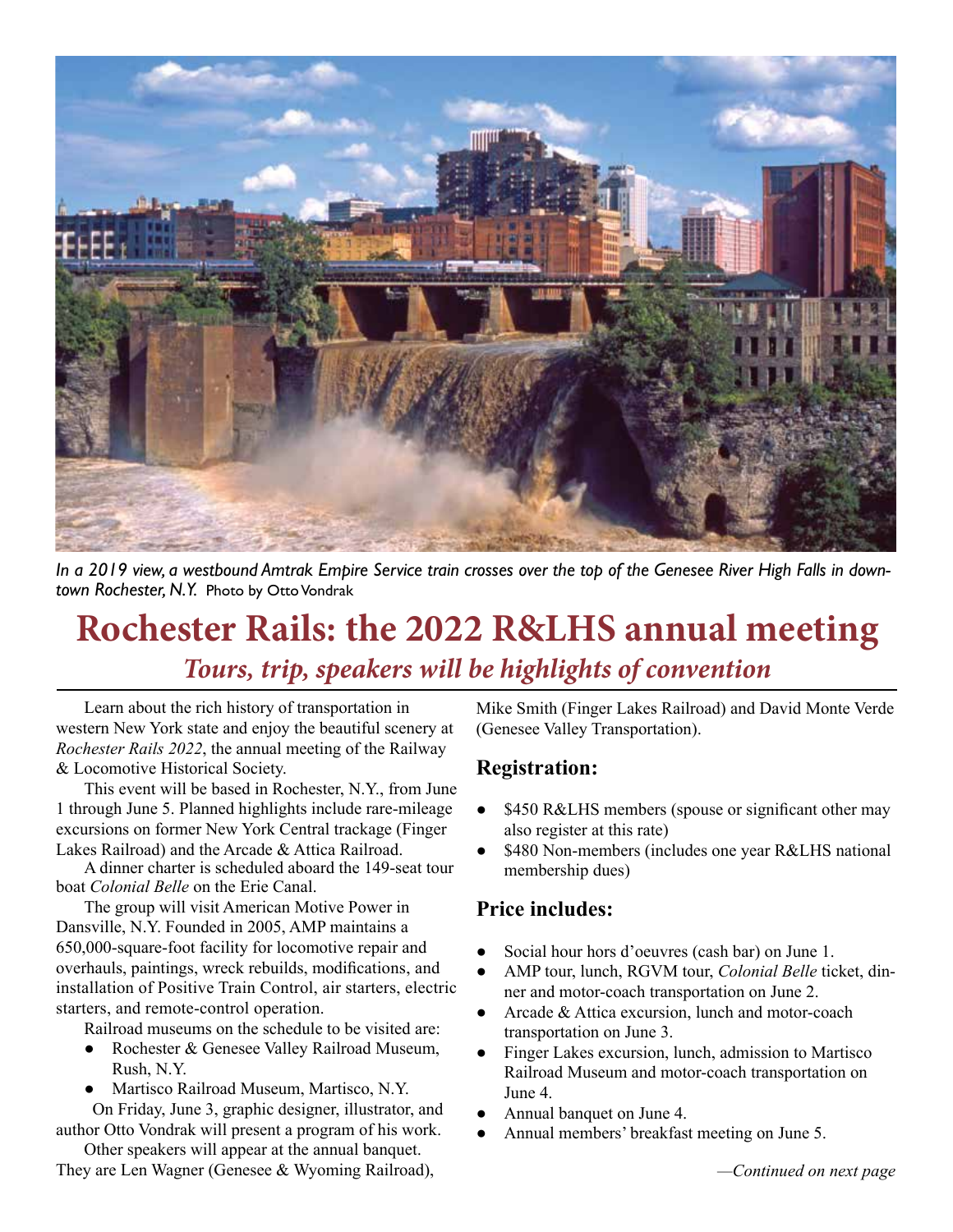*In a 2019 view, a westbound Amtrak Empire Service train crosses over the top of the Genesee River High Falls in downtown Rochester, N.Y.* Photo by Otto Vondrak

# Rochester Rails: the 2022 R&LHS annual meeting

## *Tours, trip, speakers will be highlights of convention*

Learn about the rich history of transportation in western New York state and enjoy the beautiful scenery at *Rochester Rails 2022*, the annual meeting of the Railway & Locomotive Historical Society.

This event will be based in Rochester, N.Y., from June 1 through June 5. Planned highlights include rare-mileage excursions on former New York Central trackage (Finger Lakes Railroad) and the Arcade & Attica Railroad.

A dinner charter is scheduled aboard the 149-seat tour boat *Colonial Belle* on the Erie Canal.

The group will visit American Motive Power in Dansville, N.Y. Founded in 2005, AMP maintains a 650,000-square-foot facility for locomotive repair and overhauls, paintings, wreck rebuilds, modifications, and installation of Positive Train Control, air starters, electric starters, and remote-control operation.

Railroad museums on the schedule to be visited are:

- Rochester & Genesee Valley Railroad Museum, Rush, N.Y.
- Martisco Railroad Museum, Martisco, N.Y.

On Friday, June 3, graphic designer, illustrator, and author Otto Vondrak will present a program of his work.

Other speakers will appear at the annual banquet. They are Len Wagner (Genesee & Wyoming Railroad), Mike Smith (Finger Lakes Railroad) and David Monte Verde (Genesee Valley Transportation).

### Registration:

- $450 R&LHS members (spouse or significant other may also register at this rate)
- $480 Non-members (includes one year R&LHS national membership dues)

### Price includes:

- Social hour hors d'oeuvres (cash bar) on June 1.
- AMP tour, lunch, RGVM tour, *Colonial Belle* ticket, dinner and motor-coach transportation on June 2.
- Arcade & Attica excursion, lunch and motor-coach transportation on June 3.
- Finger Lakes excursion, lunch, admission to Martisco Railroad Museum and motor-coach transportation on June 4.
- Annual banquet on June 4.
- Annual members' breakfast meeting on June 5.

*—Continued on next page*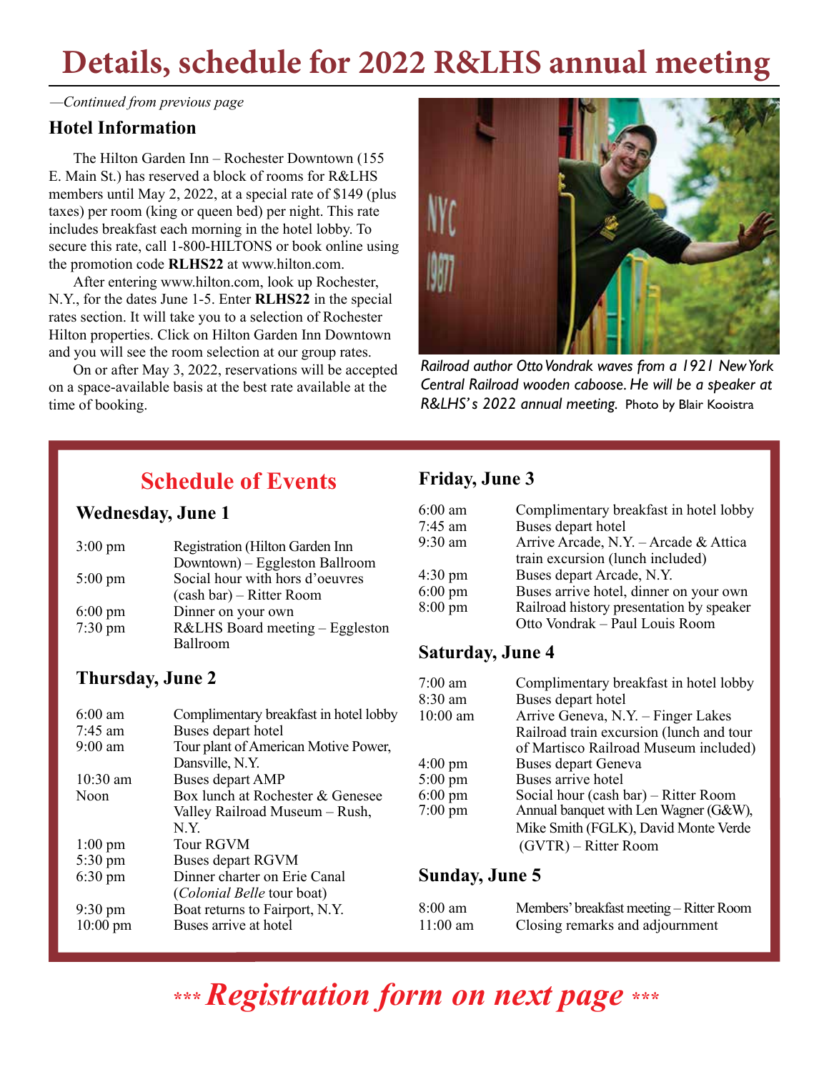# Details, schedule for 2022 R&LHS annual meeting

*—Continued from previous page*

### Hotel Information

The Hilton Garden Inn – Rochester Downtown (155 E. Main St.) has reserved a block of rooms for R&LHS members until May 2, 2022, at a special rate of $149 (plus taxes) per room (king or queen bed) per night. This rate includes breakfast each morning in the hotel lobby. To secure this rate, call 1-800-HILTONS or book online using the promotion code **RLHS22** at www.hilton.com.

After entering www.hilton.com, look up Rochester, N.Y., for the dates June 1-5. Enter **RLHS22** in the special rates section. It will take you to a selection of Rochester Hilton properties. Click on Hilton Garden Inn Downtown and you will see the room selection at our group rates.

On or after May 3, 2022, reservations will be accepted on a space-available basis at the best rate available at the time of booking.

*Railroad author Otto Vondrak waves from a 1921 New York Central Railroad wooden caboose. He will be a speaker at R&LHS's 2022 annual meeting.* Photo by Blair Kooistra

## Schedule of Events

### Wednesday, June 1

| | |
|---|---|
| 3:00 pm | Registration (Hilton Garden Inn Downtown) – Eggleston Ballroom |
| 5:00 pm | Social hour with hors d'oeuvres (cash bar) – Ritter Room |
| 6:00 pm | Dinner on your own |
| 7:30 pm | R&LHS Board meeting – Eggleston Ballroom |

### Thursday, June 2

| | |
|---|---|
| 6:00 am | Complimentary breakfast in hotel lobby |
| 7:45 am | Buses depart hotel |
| 9:00 am | Tour plant of American Motive Power, Dansville, N.Y. |
| 10:30 am | Buses depart AMP |
| Noon | Box lunch at Rochester & Genesee Valley Railroad Museum – Rush, N.Y. |
| 1:00 pm | Tour RGVM |
| 5:30 pm | Buses depart RGVM |
| 6:30 pm | Dinner charter on Erie Canal (*Colonial Belle* tour boat) |
| 9:30 pm | Boat returns to Fairport, N.Y. |
| 10:00 pm | Buses arrive at hotel |

### Friday, June 3

| | |
|---|---|
| 6:00 am | Complimentary breakfast in hotel lobby |
| 7:45 am | Buses depart hotel |
| 9:30 am | Arrive Arcade, N.Y. – Arcade & Attica train excursion (lunch included) |
| 4:30 pm | Buses depart Arcade, N.Y. |
| 6:00 pm | Buses arrive hotel, dinner on your own |
| 8:00 pm | Railroad history presentation by speaker Otto Vondrak – Paul Louis Room |

### Saturday, June 4

| | |
|---|---|
| 7:00 am | Complimentary breakfast in hotel lobby |
| 8:30 am | Buses depart hotel |
| 10:00 am | Arrive Geneva, N.Y. – Finger Lakes Railroad train excursion (lunch and tour of Martisco Railroad Museum included) |
| 4:00 pm | Buses depart Geneva |
| 5:00 pm | Buses arrive hotel |
| 6:00 pm | Social hour (cash bar) – Ritter Room |
| 7:00 pm | Annual banquet with Len Wagner (G&W), Mike Smith (FGLK), David Monte Verde (GVTR) – Ritter Room |

### Sunday, June 5

| | |
|---|---|
| 8:00 am | Members' breakfast meeting – Ritter Room |
| 11:00 am | Closing remarks and adjournment |

***\*\*\* Registration form on next page \*\*\****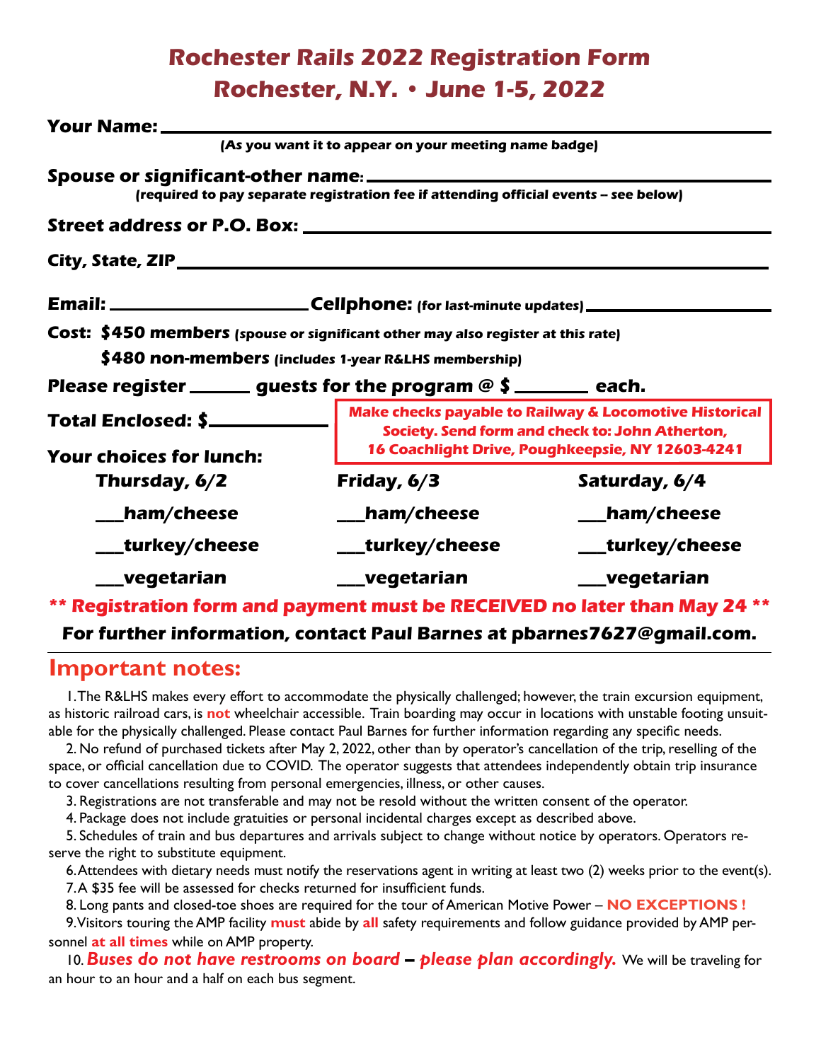# Rochester Rails 2022 Registration Form

## Rochester, N.Y. • June 1-5, 2022

**Your Name:** ______________________________________________

***(As you want it to appear on your meeting name badge)***

**Spouse or significant-other name:** ______________________________

***(required to pay separate registration fee if attending official events – see below)***

**Street address or P.O. Box:** ______________________________

**City, State, ZIP** ______________________________

**Email:** ____________________ **Cellphone:** ***(for last-minute updates)*** ____________________

**Cost: $450 members** ***(spouse or significant other may also register at this rate)***

**$480 non-members** ***(includes 1-year R&LHS membership)***

**Please register ______ guests for the program @ $ _______ each.**

**Total Enclosed: $**__________

**Make checks payable to Railway & Locomotive Historical Society. Send form and check to: John Atherton, 16 Coachlight Drive, Poughkeepsie, NY 12603-4241**

**Your choices for lunch:**

| Thursday, 6/2 | Friday, 6/3 | Saturday, 6/4 |
|---|---|---|
| ___ham/cheese | ___ham/cheese | ___ham/cheese |
| ___turkey/cheese | ___turkey/cheese | ___turkey/cheese |
| ___vegetarian | ___vegetarian | ___vegetarian |

**** Registration form and payment must be RECEIVED no later than May 24 ****

**For further information, contact Paul Barnes at pbarnes7627@gmail.com.**

## Important notes:

1. The R&LHS makes every effort to accommodate the physically challenged; however, the train excursion equipment, as historic railroad cars, is **not** wheelchair accessible. Train boarding may occur in locations with unstable footing unsuitable for the physically challenged. Please contact Paul Barnes for further information regarding any specific needs.
2. No refund of purchased tickets after May 2, 2022, other than by operator's cancellation of the trip, reselling of the space, or official cancellation due to COVID. The operator suggests that attendees independently obtain trip insurance to cover cancellations resulting from personal emergencies, illness, or other causes.
3. Registrations are not transferable and may not be resold without the written consent of the operator.
4. Package does not include gratuities or personal incidental charges except as described above.
5. Schedules of train and bus departures and arrivals subject to change without notice by operators. Operators reserve the right to substitute equipment.
6. Attendees with dietary needs must notify the reservations agent in writing at least two (2) weeks prior to the event(s).
7. A $35 fee will be assessed for checks returned for insufficient funds.
8. Long pants and closed-toe shoes are required for the tour of American Motive Power – **NO EXCEPTIONS !**
9. Visitors touring the AMP facility **must** abide by **all** safety requirements and follow guidance provided by AMP personnel **at all times** while on AMP property.
10. ***Buses do not have restrooms on board – please plan accordingly.*** We will be traveling for an hour to an hour and a half on each bus segment.